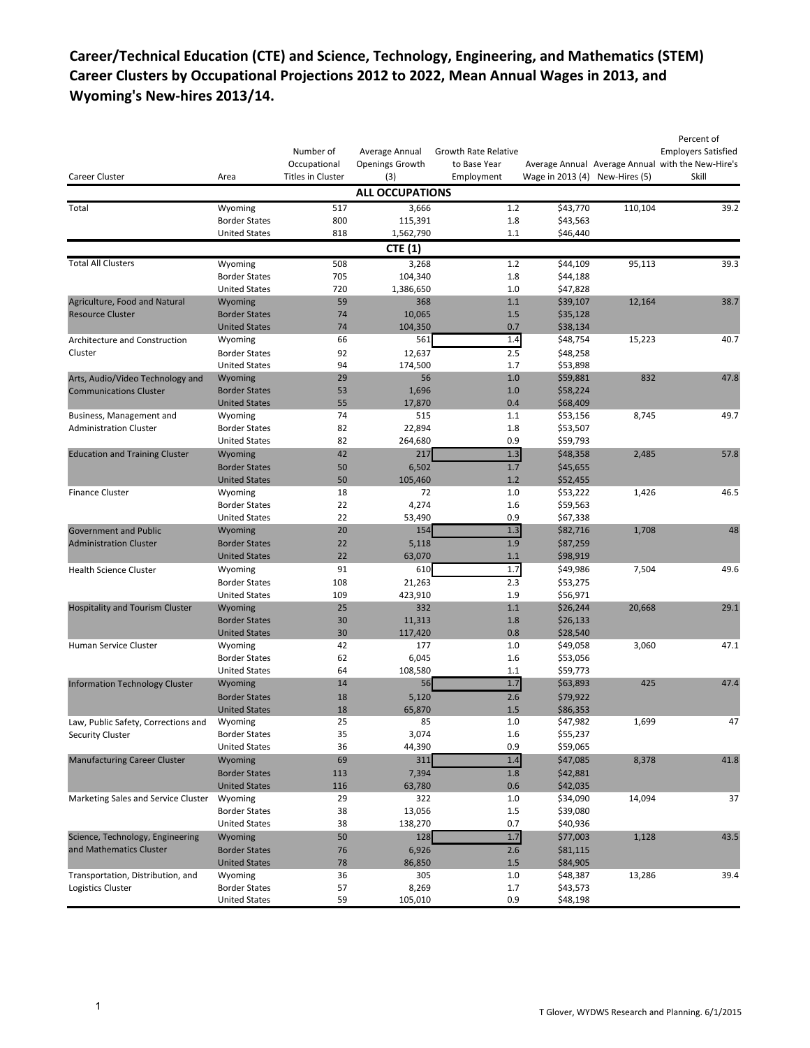# Career/Technical Education (CTE) and Science, Technology, Engineering, and Mathematics (STEM) Career Clusters by Occupational Projections 2012 to 2022, Mean Annual Wages in 2013, and Wyoming's New-hires 2013/14.

| Career Cluster | Area | Number of Occupational Titles in Cluster | Average Annual Openings Growth (3) | Growth Rate Relative to Base Year Employment | Average Annual Wage in 2013 (4) | Average Annual New-Hires (5) | Percent of Employers Satisfied with the New-Hire's Skill |
|---|---|---|---|---|---|---|---|
| **ALL OCCUPATIONS** | | | | | | | |
| Total | Wyoming | 517 | 3,666 | 1.2 | $43,770 | 110,104 | 39.2 |
| | Border States | 800 | 115,391 | 1.8 | $43,563 | | |
| | United States | 818 | 1,562,790 | 1.1 | $46,440 | | |
| **CTE (1)** | | | | | | | |
| Total All Clusters | Wyoming | 508 | 3,268 | 1.2 | $44,109 | 95,113 | 39.3 |
| | Border States | 705 | 104,340 | 1.8 | $44,188 | | |
| | United States | 720 | 1,386,650 | 1.0 | $47,828 | | |
| Agriculture, Food and Natural Resource Cluster | Wyoming | 59 | 368 | 1.1 | $39,107 | 12,164 | 38.7 |
| | Border States | 74 | 10,065 | 1.5 | $35,128 | | |
| | United States | 74 | 104,350 | 0.7 | $38,134 | | |
| Architecture and Construction Cluster | Wyoming | 66 | 561 | 1.4 | $48,754 | 15,223 | 40.7 |
| | Border States | 92 | 12,637 | 2.5 | $48,258 | | |
| | United States | 94 | 174,500 | 1.7 | $53,898 | | |
| Arts, Audio/Video Technology and Communications Cluster | Wyoming | 29 | 56 | 1.0 | $59,881 | 832 | 47.8 |
| | Border States | 53 | 1,696 | 1.0 | $58,224 | | |
| | United States | 55 | 17,870 | 0.4 | $68,409 | | |
| Business, Management and Administration Cluster | Wyoming | 74 | 515 | 1.1 | $53,156 | 8,745 | 49.7 |
| | Border States | 82 | 22,894 | 1.8 | $53,507 | | |
| | United States | 82 | 264,680 | 0.9 | $59,793 | | |
| Education and Training Cluster | Wyoming | 42 | 217 | 1.3 | $48,358 | 2,485 | 57.8 |
| | Border States | 50 | 6,502 | 1.7 | $45,655 | | |
| | United States | 50 | 105,460 | 1.2 | $52,455 | | |
| Finance Cluster | Wyoming | 18 | 72 | 1.0 | $53,222 | 1,426 | 46.5 |
| | Border States | 22 | 4,274 | 1.6 | $59,563 | | |
| | United States | 22 | 53,490 | 0.9 | $67,338 | | |
| Government and Public Administration Cluster | Wyoming | 20 | 154 | 1.3 | $82,716 | 1,708 | 48 |
| | Border States | 22 | 5,118 | 1.9 | $87,259 | | |
| | United States | 22 | 63,070 | 1.1 | $98,919 | | |
| Health Science Cluster | Wyoming | 91 | 610 | 1.7 | $49,986 | 7,504 | 49.6 |
| | Border States | 108 | 21,263 | 2.3 | $53,275 | | |
| | United States | 109 | 423,910 | 1.9 | $56,971 | | |
| Hospitality and Tourism Cluster | Wyoming | 25 | 332 | 1.1 | $26,244 | 20,668 | 29.1 |
| | Border States | 30 | 11,313 | 1.8 | $26,133 | | |
| | United States | 30 | 117,420 | 0.8 | $28,540 | | |
| Human Service Cluster | Wyoming | 42 | 177 | 1.0 | $49,058 | 3,060 | 47.1 |
| | Border States | 62 | 6,045 | 1.6 | $53,056 | | |
| | United States | 64 | 108,580 | 1.1 | $59,773 | | |
| Information Technology Cluster | Wyoming | 14 | 56 | 1.7 | $63,893 | 425 | 47.4 |
| | Border States | 18 | 5,120 | 2.6 | $79,922 | | |
| | United States | 18 | 65,870 | 1.5 | $86,353 | | |
| Law, Public Safety, Corrections and Security Cluster | Wyoming | 25 | 85 | 1.0 | $47,982 | 1,699 | 47 |
| | Border States | 35 | 3,074 | 1.6 | $55,237 | | |
| | United States | 36 | 44,390 | 0.9 | $59,065 | | |
| Manufacturing Career Cluster | Wyoming | 69 | 311 | 1.4 | $47,085 | 8,378 | 41.8 |
| | Border States | 113 | 7,394 | 1.8 | $42,881 | | |
| | United States | 116 | 63,780 | 0.6 | $42,035 | | |
| Marketing Sales and Service Cluster | Wyoming | 29 | 322 | 1.0 | $34,090 | 14,094 | 37 |
| | Border States | 38 | 13,056 | 1.5 | $39,080 | | |
| | United States | 38 | 138,270 | 0.7 | $40,936 | | |
| Science, Technology, Engineering and Mathematics Cluster | Wyoming | 50 | 128 | 1.7 | $77,003 | 1,128 | 43.5 |
| | Border States | 76 | 6,926 | 2.6 | $81,115 | | |
| | United States | 78 | 86,850 | 1.5 | $84,905 | | |
| Transportation, Distribution, and Logistics Cluster | Wyoming | 36 | 305 | 1.0 | $48,387 | 13,286 | 39.4 |
| | Border States | 57 | 8,269 | 1.7 | $43,573 | | |
| | United States | 59 | 105,010 | 0.9 | $48,198 | | |

T Glover, WYDWS Research and Planning. 6/1/2015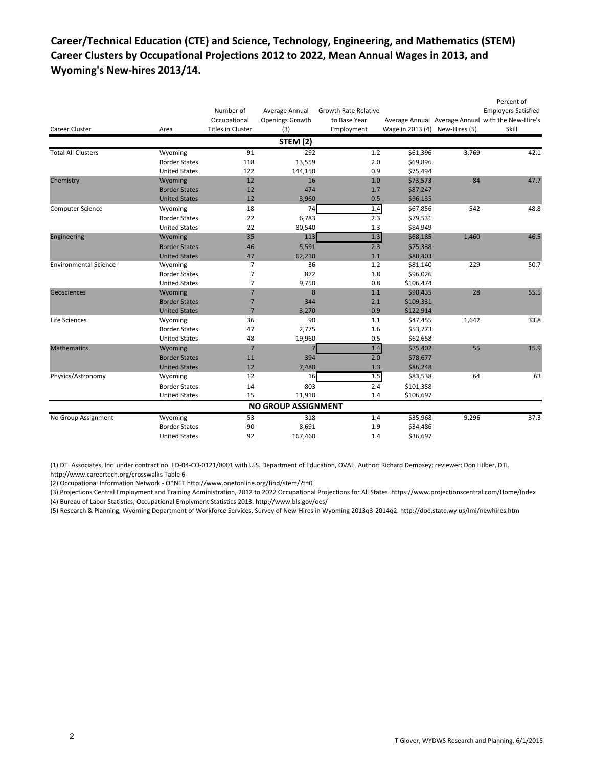## Career/Technical Education (CTE) and Science, Technology, Engineering, and Mathematics (STEM) Career Clusters by Occupational Projections 2012 to 2022, Mean Annual Wages in 2013, and Wyoming's New-hires 2013/14.

| Career Cluster | Area | Number of Occupational Titles in Cluster | Average Annual Openings Growth (3) | Growth Rate Relative to Base Year Employment | Average Annual Wage in 2013 (4) | Average Annual New-Hires (5) | Percent of Employers Satisfied with the New-Hire's Skill |
|---|---|---|---|---|---|---|---|
| **STEM (2)** | | | | | | | |
| Total All Clusters | Wyoming | 91 | 292 | 1.2 | $61,396 | 3,769 | 42.1 |
| | Border States | 118 | 13,559 | 2.0 | $69,896 | | |
| | United States | 122 | 144,150 | 0.9 | $75,494 | | |
| Chemistry | Wyoming | 12 | 16 | 1.0 | $73,573 | 84 | 47.7 |
| | Border States | 12 | 474 | 1.7 | $87,247 | | |
| | United States | 12 | 3,960 | 0.5 | $96,135 | | |
| Computer Science | Wyoming | 18 | 74 | 1.4 | $67,856 | 542 | 48.8 |
| | Border States | 22 | 6,783 | 2.3 | $79,531 | | |
| | United States | 22 | 80,540 | 1.3 | $84,949 | | |
| Engineering | Wyoming | 35 | 113 | 1.3 | $68,185 | 1,460 | 46.5 |
| | Border States | 46 | 5,591 | 2.3 | $75,338 | | |
| | United States | 47 | 62,210 | 1.1 | $80,403 | | |
| Environmental Science | Wyoming | 7 | 36 | 1.2 | $81,140 | 229 | 50.7 |
| | Border States | 7 | 872 | 1.8 | $96,026 | | |
| | United States | 7 | 9,750 | 0.8 | $106,474 | | |
| Geosciences | Wyoming | 7 | 8 | 1.1 | $90,435 | 28 | 55.5 |
| | Border States | 7 | 344 | 2.1 | $109,331 | | |
| | United States | 7 | 3,270 | 0.9 | $122,914 | | |
| Life Sciences | Wyoming | 36 | 90 | 1.1 | $47,455 | 1,642 | 33.8 |
| | Border States | 47 | 2,775 | 1.6 | $53,773 | | |
| | United States | 48 | 19,960 | 0.5 | $62,658 | | |
| Mathematics | Wyoming | 7 | 7 | 1.4 | $75,402 | 55 | 15.9 |
| | Border States | 11 | 394 | 2.0 | $78,677 | | |
| | United States | 12 | 7,480 | 1.3 | $86,248 | | |
| Physics/Astronomy | Wyoming | 12 | 16 | 1.5 | $83,538 | 64 | 63 |
| | Border States | 14 | 803 | 2.4 | $101,358 | | |
| | United States | 15 | 11,910 | 1.4 | $106,697 | | |
| **NO GROUP ASSIGNMENT** | | | | | | | |
| No Group Assignment | Wyoming | 53 | 318 | 1.4 | $35,968 | 9,296 | 37.3 |
| | Border States | 90 | 8,691 | 1.9 | $34,486 | | |
| | United States | 92 | 167,460 | 1.4 | $36,697 | | |

(1) DTI Associates, Inc under contract no. ED-04-CO-0121/0001 with U.S. Department of Education, OVAE Author: Richard Dempsey; reviewer: Don Hilber, DTI. http://www.careertech.org/crosswalks Table 6

(2) Occupational Information Network - O*NET http://www.onetonline.org/find/stem/?t=0

(3) Projections Central Employment and Training Administration, 2012 to 2022 Occupational Projections for All States. https://www.projectionscentral.com/Home/Index

(4) Bureau of Labor Statistics, Occupational Employment Statistics 2013. http://www.bls.gov/oes/

(5) Research & Planning, Wyoming Department of Workforce Services. Survey of New-Hires in Wyoming 2013q3-2014q2. http://doe.state.wy.us/lmi/newhires.htm

T Glover, WYDWS Research and Planning. 6/1/2015